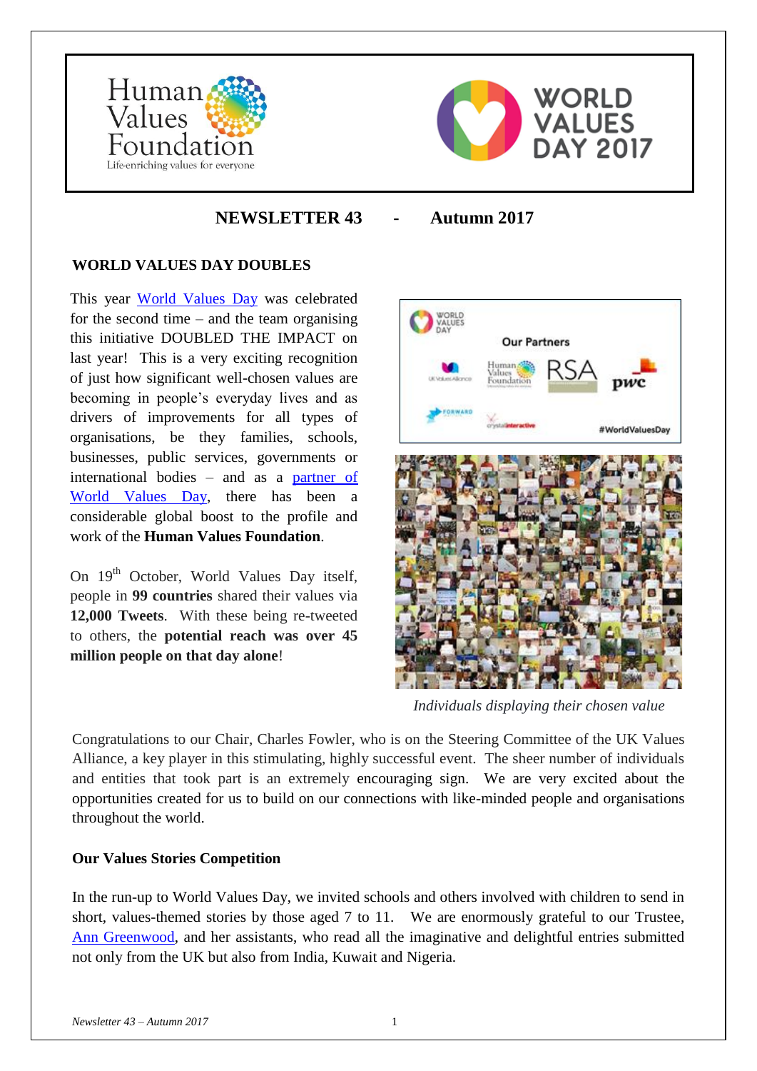Human Values Foundation
Life-enriching values for everyone

WORLD VALUES DAY 2017

# NEWSLETTER 43 - Autumn 2017

## WORLD VALUES DAY DOUBLES

This year World Values Day was celebrated for the second time – and the team organising this initiative DOUBLED THE IMPACT on last year! This is a very exciting recognition of just how significant well-chosen values are becoming in people's everyday lives and as drivers of improvements for all types of organisations, be they families, schools, businesses, public services, governments or international bodies – and as a partner of World Values Day, there has been a considerable global boost to the profile and work of the **Human Values Foundation**.

On 19th October, World Values Day itself, people in **99 countries** shared their values via **12,000 Tweets**. With these being re-tweeted to others, the **potential reach was over 45 million people on that day alone**!

*Individuals displaying their chosen value*

Congratulations to our Chair, Charles Fowler, who is on the Steering Committee of the UK Values Alliance, a key player in this stimulating, highly successful event. The sheer number of individuals and entities that took part is an extremely encouraging sign. We are very excited about the opportunities created for us to build on our connections with like-minded people and organisations throughout the world.

### Our Values Stories Competition

In the run-up to World Values Day, we invited schools and others involved with children to send in short, values-themed stories by those aged 7 to 11. We are enormously grateful to our Trustee, Ann Greenwood, and her assistants, who read all the imaginative and delightful entries submitted not only from the UK but also from India, Kuwait and Nigeria.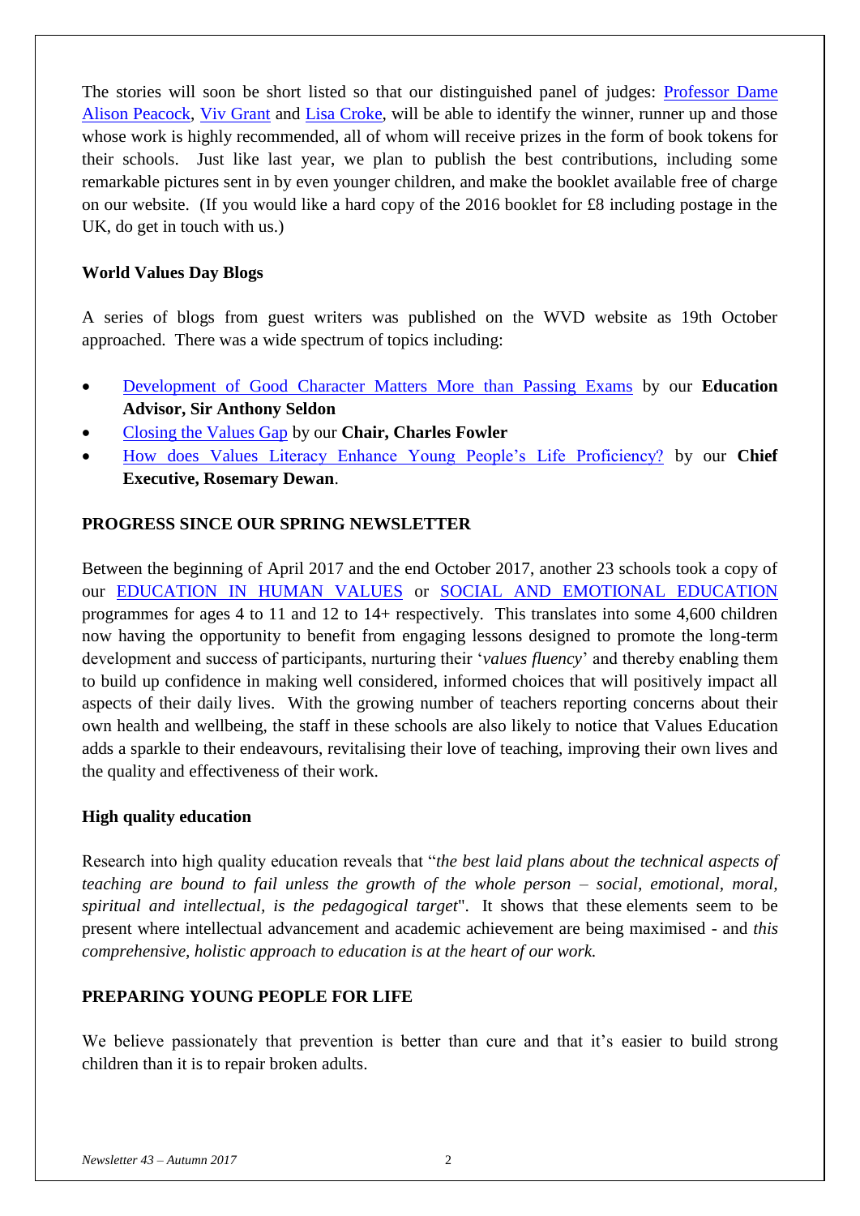The stories will soon be short listed so that our distinguished panel of judges: Professor Dame Alison Peacock, Viv Grant and Lisa Croke, will be able to identify the winner, runner up and those whose work is highly recommended, all of whom will receive prizes in the form of book tokens for their schools. Just like last year, we plan to publish the best contributions, including some remarkable pictures sent in by even younger children, and make the booklet available free of charge on our website. (If you would like a hard copy of the 2016 booklet for £8 including postage in the UK, do get in touch with us.)

**World Values Day Blogs**

A series of blogs from guest writers was published on the WVD website as 19th October approached. There was a wide spectrum of topics including:

- Development of Good Character Matters More than Passing Exams by our **Education Advisor, Sir Anthony Seldon**
- Closing the Values Gap by our **Chair, Charles Fowler**
- How does Values Literacy Enhance Young People's Life Proficiency? by our **Chief Executive, Rosemary Dewan**.

## PROGRESS SINCE OUR SPRING NEWSLETTER

Between the beginning of April 2017 and the end October 2017, another 23 schools took a copy of our EDUCATION IN HUMAN VALUES or SOCIAL AND EMOTIONAL EDUCATION programmes for ages 4 to 11 and 12 to 14+ respectively. This translates into some 4,600 children now having the opportunity to benefit from engaging lessons designed to promote the long-term development and success of participants, nurturing their '*values fluency*' and thereby enabling them to build up confidence in making well considered, informed choices that will positively impact all aspects of their daily lives. With the growing number of teachers reporting concerns about their own health and wellbeing, the staff in these schools are also likely to notice that Values Education adds a sparkle to their endeavours, revitalising their love of teaching, improving their own lives and the quality and effectiveness of their work.

**High quality education**

Research into high quality education reveals that "*the best laid plans about the technical aspects of teaching are bound to fail unless the growth of the whole person – social, emotional, moral, spiritual and intellectual, is the pedagogical target*". It shows that these elements seem to be present where intellectual advancement and academic achievement are being maximised - and *this comprehensive, holistic approach to education is at the heart of our work.*

## PREPARING YOUNG PEOPLE FOR LIFE

We believe passionately that prevention is better than cure and that it's easier to build strong children than it is to repair broken adults.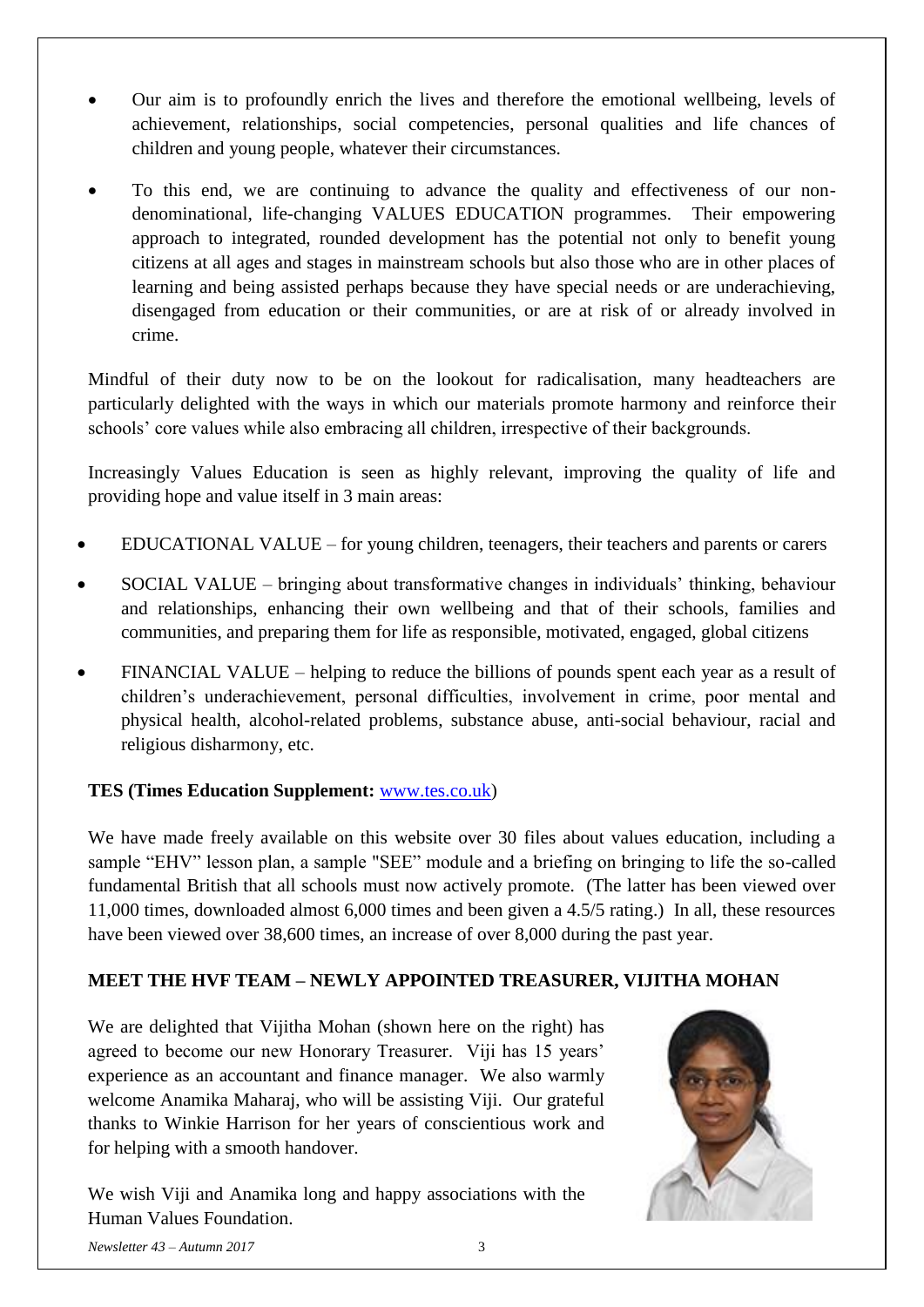- Our aim is to profoundly enrich the lives and therefore the emotional wellbeing, levels of achievement, relationships, social competencies, personal qualities and life chances of children and young people, whatever their circumstances.
- To this end, we are continuing to advance the quality and effectiveness of our non-denominational, life-changing VALUES EDUCATION programmes. Their empowering approach to integrated, rounded development has the potential not only to benefit young citizens at all ages and stages in mainstream schools but also those who are in other places of learning and being assisted perhaps because they have special needs or are underachieving, disengaged from education or their communities, or are at risk of or already involved in crime.

Mindful of their duty now to be on the lookout for radicalisation, many headteachers are particularly delighted with the ways in which our materials promote harmony and reinforce their schools' core values while also embracing all children, irrespective of their backgrounds.

Increasingly Values Education is seen as highly relevant, improving the quality of life and providing hope and value itself in 3 main areas:

- EDUCATIONAL VALUE – for young children, teenagers, their teachers and parents or carers
- SOCIAL VALUE – bringing about transformative changes in individuals' thinking, behaviour and relationships, enhancing their own wellbeing and that of their schools, families and communities, and preparing them for life as responsible, motivated, engaged, global citizens
- FINANCIAL VALUE – helping to reduce the billions of pounds spent each year as a result of children's underachievement, personal difficulties, involvement in crime, poor mental and physical health, alcohol-related problems, substance abuse, anti-social behaviour, racial and religious disharmony, etc.

**TES (Times Education Supplement:** www.tes.co.uk)

We have made freely available on this website over 30 files about values education, including a sample "EHV" lesson plan, a sample "SEE" module and a briefing on bringing to life the so-called fundamental British that all schools must now actively promote. (The latter has been viewed over 11,000 times, downloaded almost 6,000 times and been given a 4.5/5 rating.) In all, these resources have been viewed over 38,600 times, an increase of over 8,000 during the past year.

**MEET THE HVF TEAM – NEWLY APPOINTED TREASURER, VIJITHA MOHAN**

We are delighted that Vijitha Mohan (shown here on the right) has agreed to become our new Honorary Treasurer. Viji has 15 years' experience as an accountant and finance manager. We also warmly welcome Anamika Maharaj, who will be assisting Viji. Our grateful thanks to Winkie Harrison for her years of conscientious work and for helping with a smooth handover.

We wish Viji and Anamika long and happy associations with the Human Values Foundation.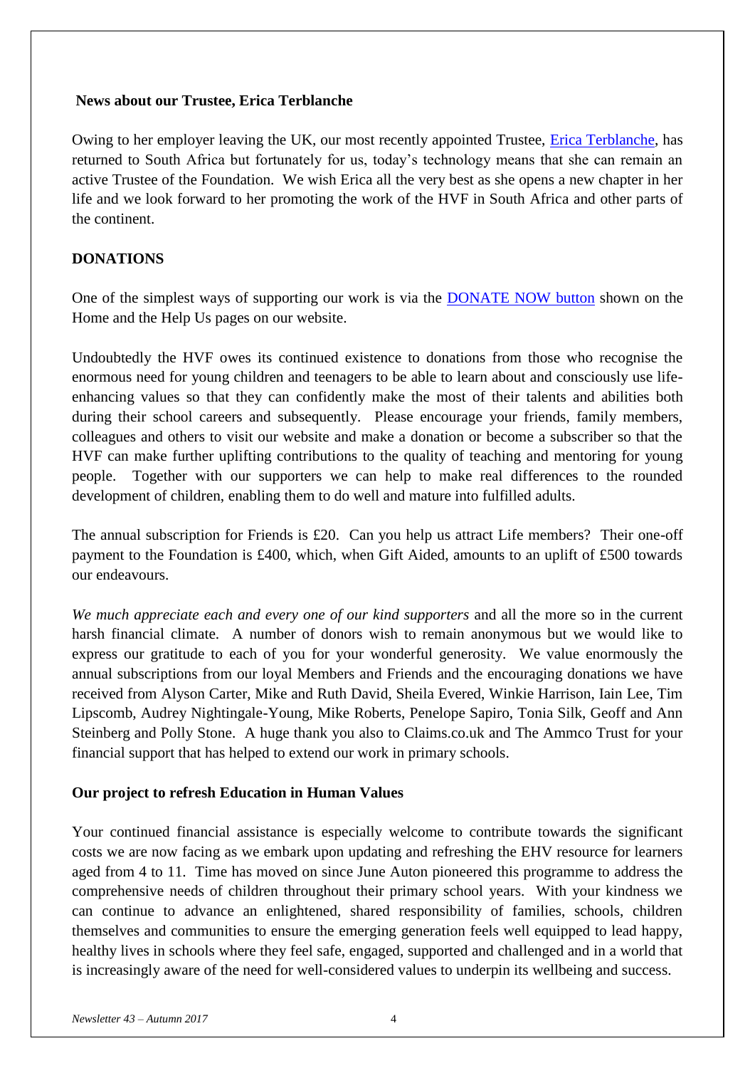**News about our Trustee, Erica Terblanche**

Owing to her employer leaving the UK, our most recently appointed Trustee, Erica Terblanche, has returned to South Africa but fortunately for us, today's technology means that she can remain an active Trustee of the Foundation. We wish Erica all the very best as she opens a new chapter in her life and we look forward to her promoting the work of the HVF in South Africa and other parts of the continent.

**DONATIONS**

One of the simplest ways of supporting our work is via the DONATE NOW button shown on the Home and the Help Us pages on our website.

Undoubtedly the HVF owes its continued existence to donations from those who recognise the enormous need for young children and teenagers to be able to learn about and consciously use life-enhancing values so that they can confidently make the most of their talents and abilities both during their school careers and subsequently. Please encourage your friends, family members, colleagues and others to visit our website and make a donation or become a subscriber so that the HVF can make further uplifting contributions to the quality of teaching and mentoring for young people. Together with our supporters we can help to make real differences to the rounded development of children, enabling them to do well and mature into fulfilled adults.

The annual subscription for Friends is £20. Can you help us attract Life members? Their one-off payment to the Foundation is £400, which, when Gift Aided, amounts to an uplift of £500 towards our endeavours.

*We much appreciate each and every one of our kind supporters* and all the more so in the current harsh financial climate. A number of donors wish to remain anonymous but we would like to express our gratitude to each of you for your wonderful generosity. We value enormously the annual subscriptions from our loyal Members and Friends and the encouraging donations we have received from Alyson Carter, Mike and Ruth David, Sheila Evered, Winkie Harrison, Iain Lee, Tim Lipscomb, Audrey Nightingale-Young, Mike Roberts, Penelope Sapiro, Tonia Silk, Geoff and Ann Steinberg and Polly Stone. A huge thank you also to Claims.co.uk and The Ammco Trust for your financial support that has helped to extend our work in primary schools.

**Our project to refresh Education in Human Values**

Your continued financial assistance is especially welcome to contribute towards the significant costs we are now facing as we embark upon updating and refreshing the EHV resource for learners aged from 4 to 11. Time has moved on since June Auton pioneered this programme to address the comprehensive needs of children throughout their primary school years. With your kindness we can continue to advance an enlightened, shared responsibility of families, schools, children themselves and communities to ensure the emerging generation feels well equipped to lead happy, healthy lives in schools where they feel safe, engaged, supported and challenged and in a world that is increasingly aware of the need for well-considered values to underpin its wellbeing and success.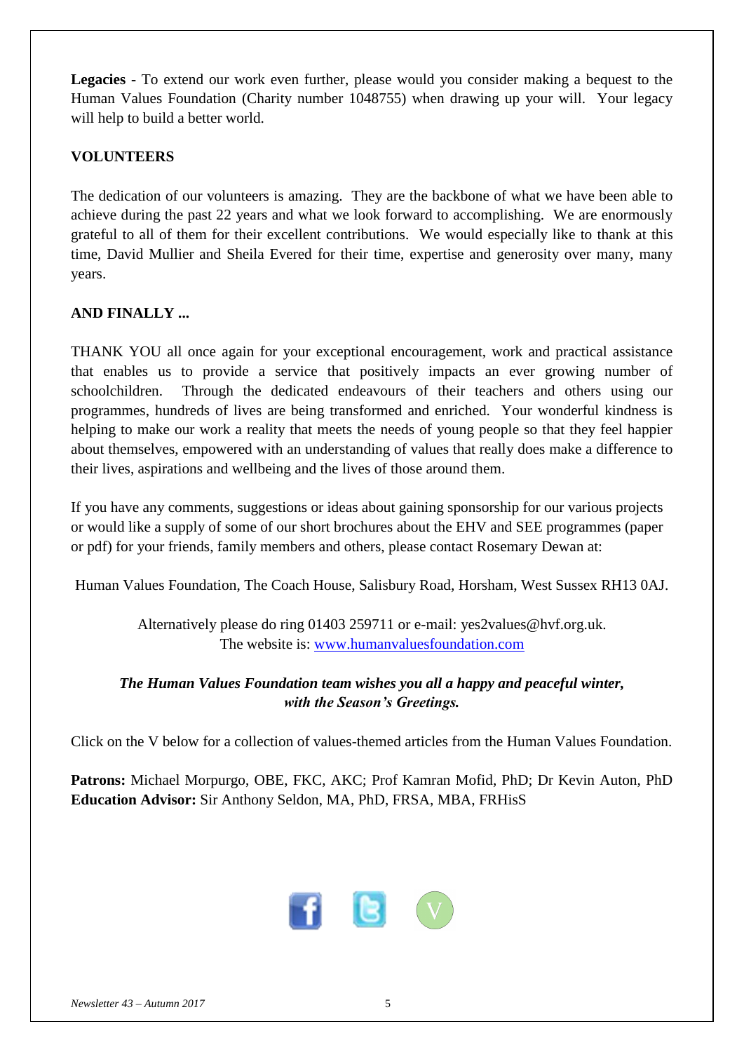**Legacies -** To extend our work even further, please would you consider making a bequest to the Human Values Foundation (Charity number 1048755) when drawing up your will. Your legacy will help to build a better world.

## VOLUNTEERS

The dedication of our volunteers is amazing. They are the backbone of what we have been able to achieve during the past 22 years and what we look forward to accomplishing. We are enormously grateful to all of them for their excellent contributions. We would especially like to thank at this time, David Mullier and Sheila Evered for their time, expertise and generosity over many, many years.

## AND FINALLY ...

THANK YOU all once again for your exceptional encouragement, work and practical assistance that enables us to provide a service that positively impacts an ever growing number of schoolchildren. Through the dedicated endeavours of their teachers and others using our programmes, hundreds of lives are being transformed and enriched. Your wonderful kindness is helping to make our work a reality that meets the needs of young people so that they feel happier about themselves, empowered with an understanding of values that really does make a difference to their lives, aspirations and wellbeing and the lives of those around them.

If you have any comments, suggestions or ideas about gaining sponsorship for our various projects or would like a supply of some of our short brochures about the EHV and SEE programmes (paper or pdf) for your friends, family members and others, please contact Rosemary Dewan at:

Human Values Foundation, The Coach House, Salisbury Road, Horsham, West Sussex RH13 0AJ.

Alternatively please do ring 01403 259711 or e-mail: yes2values@hvf.org.uk.
The website is: [www.humanvaluesfoundation.com](http://www.humanvaluesfoundation.com)

***The Human Values Foundation team wishes you all a happy and peaceful winter, with the Season's Greetings.***

Click on the V below for a collection of values-themed articles from the Human Values Foundation.

**Patrons:** Michael Morpurgo, OBE, FKC, AKC; Prof Kamran Mofid, PhD; Dr Kevin Auton, PhD
**Education Advisor:** Sir Anthony Seldon, MA, PhD, FRSA, MBA, FRHisS

V

*Newsletter 43 – Autumn 2017*